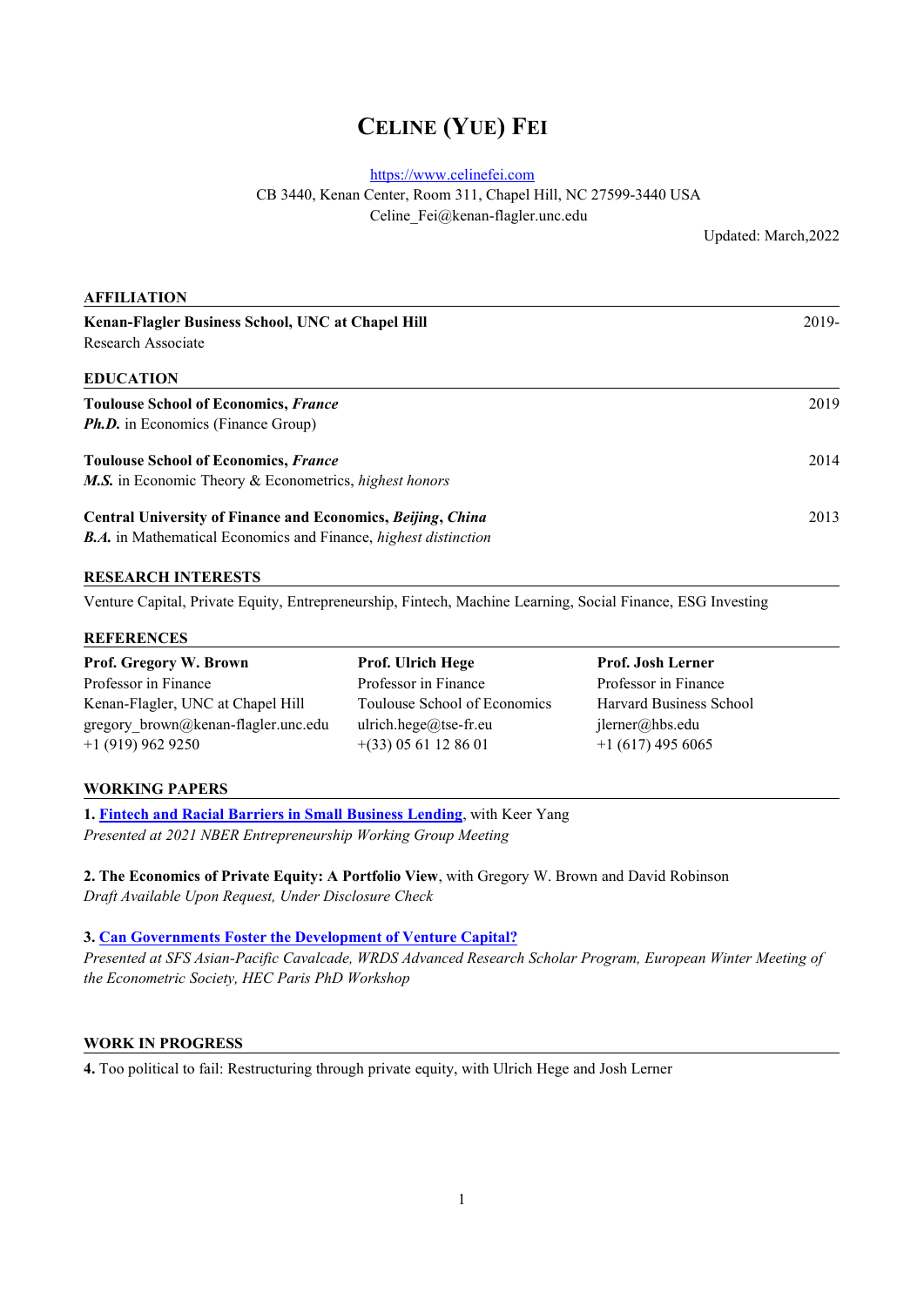# CELINE (YUE) FEI

https://www.celinefei.com
CB 3440, Kenan Center, Room 311, Chapel Hill, NC 27599-3440 USA
Celine_Fei@kenan-flagler.unc.edu

Updated: March,2022

## AFFILIATION

**Kenan-Flagler Business School, UNC at Chapel Hill** — 2019-
Research Associate

## EDUCATION

**Toulouse School of Economics, *France*** — 2019
***Ph.D.*** in Economics (Finance Group)

**Toulouse School of Economics, *France*** — 2014
***M.S.*** in Economic Theory & Econometrics, *highest honors*

**Central University of Finance and Economics, *Beijing*, *China*** — 2013
***B.A.*** in Mathematical Economics and Finance, *highest distinction*

## RESEARCH INTERESTS

Venture Capital, Private Equity, Entrepreneurship, Fintech, Machine Learning, Social Finance, ESG Investing

## REFERENCES

**Prof. Gregory W. Brown**
Professor in Finance
Kenan-Flagler, UNC at Chapel Hill
gregory_brown@kenan-flagler.unc.edu
+1 (919) 962 9250

**Prof. Ulrich Hege**
Professor in Finance
Toulouse School of Economics
ulrich.hege@tse-fr.eu
+(33) 05 61 12 86 01

**Prof. Josh Lerner**
Professor in Finance
Harvard Business School
jlerner@hbs.edu
+1 (617) 495 6065

## WORKING PAPERS

**1. Fintech and Racial Barriers in Small Business Lending**, with Keer Yang
*Presented at 2021 NBER Entrepreneurship Working Group Meeting*

**2. The Economics of Private Equity: A Portfolio View**, with Gregory W. Brown and David Robinson
*Draft Available Upon Request, Under Disclosure Check*

**3. Can Governments Foster the Development of Venture Capital?**
*Presented at SFS Asian-Pacific Cavalcade, WRDS Advanced Research Scholar Program, European Winter Meeting of the Econometric Society, HEC Paris PhD Workshop*

## WORK IN PROGRESS

**4.** Too political to fail: Restructuring through private equity, with Ulrich Hege and Josh Lerner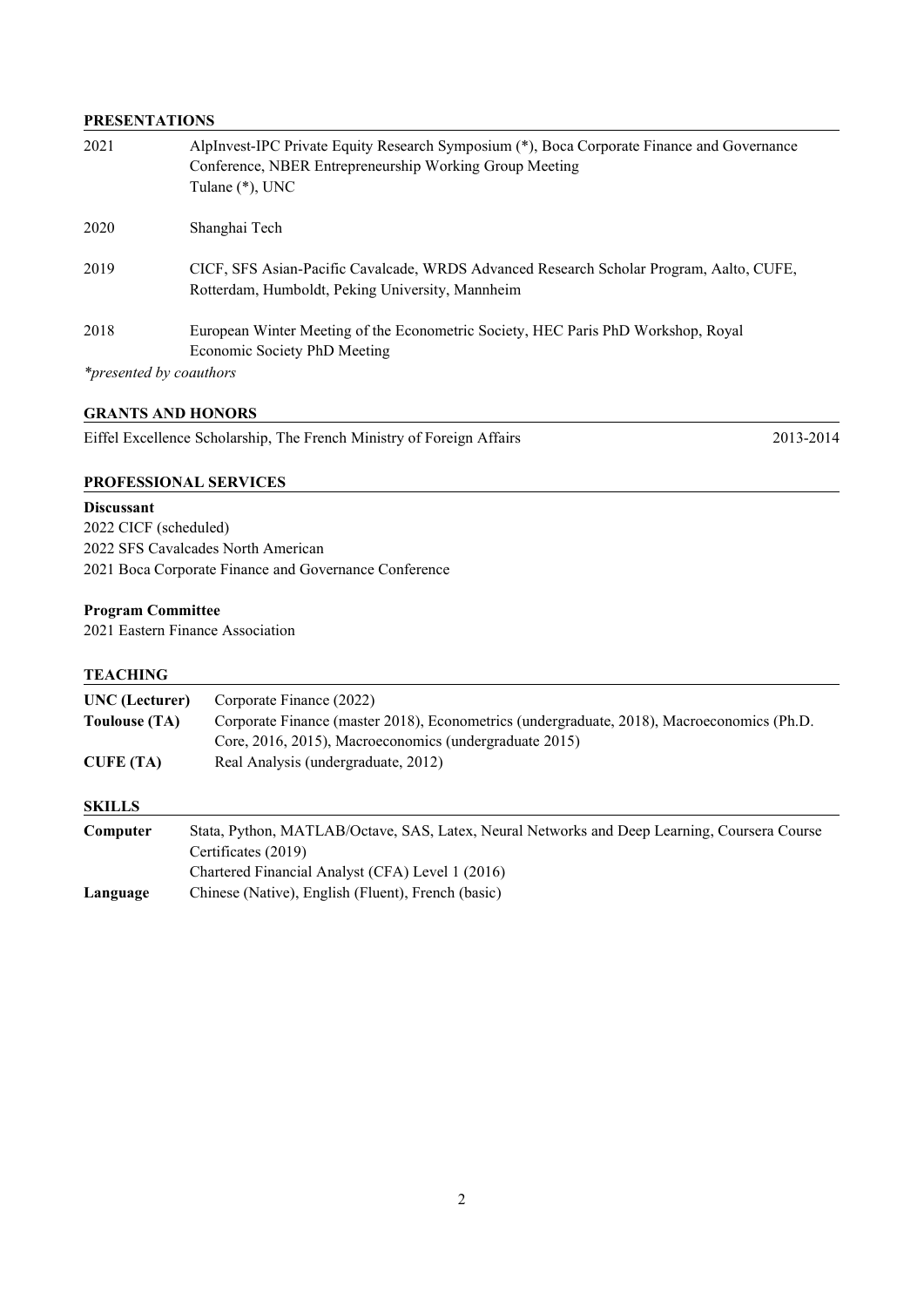## PRESENTATIONS

| | |
|---|---|
| 2021 | AlpInvest-IPC Private Equity Research Symposium (*), Boca Corporate Finance and Governance Conference, NBER Entrepreneurship Working Group Meeting<br>Tulane (*), UNC |
| 2020 | Shanghai Tech |
| 2019 | CICF, SFS Asian-Pacific Cavalcade, WRDS Advanced Research Scholar Program, Aalto, CUFE, Rotterdam, Humboldt, Peking University, Mannheim |
| 2018 | European Winter Meeting of the Econometric Society, HEC Paris PhD Workshop, Royal Economic Society PhD Meeting |

*\*presented by coauthors*

## GRANTS AND HONORS

Eiffel Excellence Scholarship, The French Ministry of Foreign Affairs 2013-2014

## PROFESSIONAL SERVICES

**Discussant**
2022 CICF (scheduled)
2022 SFS Cavalcades North American
2021 Boca Corporate Finance and Governance Conference

**Program Committee**
2021 Eastern Finance Association

## TEACHING

| | |
|---|---|
| **UNC (Lecturer)** | Corporate Finance (2022) |
| **Toulouse (TA)** | Corporate Finance (master 2018), Econometrics (undergraduate, 2018), Macroeconomics (Ph.D. Core, 2016, 2015), Macroeconomics (undergraduate 2015) |
| **CUFE (TA)** | Real Analysis (undergraduate, 2012) |

## SKILLS

| | |
|---|---|
| **Computer** | Stata, Python, MATLAB/Octave, SAS, Latex, Neural Networks and Deep Learning, Coursera Course Certificates (2019)<br>Chartered Financial Analyst (CFA) Level 1 (2016) |
| **Language** | Chinese (Native), English (Fluent), French (basic) |